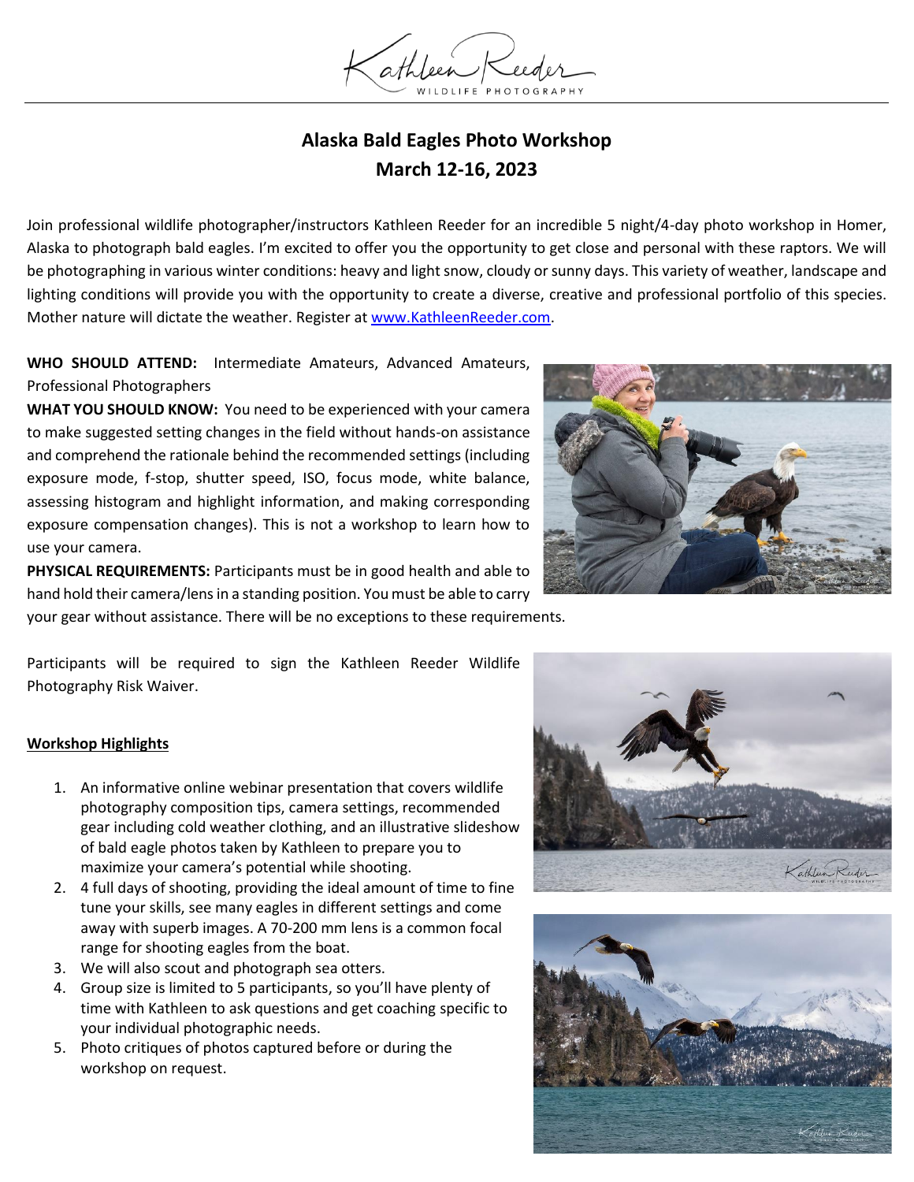Kathleen Reeder
WILDLIFE PHOTOGRAPHY

# Alaska Bald Eagles Photo Workshop
## March 12-16, 2023

Join professional wildlife photographer/instructors Kathleen Reeder for an incredible 5 night/4-day photo workshop in Homer, Alaska to photograph bald eagles. I'm excited to offer you the opportunity to get close and personal with these raptors. We will be photographing in various winter conditions: heavy and light snow, cloudy or sunny days. This variety of weather, landscape and lighting conditions will provide you with the opportunity to create a diverse, creative and professional portfolio of this species. Mother nature will dictate the weather. Register at [www.KathleenReeder.com](http://www.KathleenReeder.com).

**WHO SHOULD ATTEND:** Intermediate Amateurs, Advanced Amateurs, Professional Photographers

**WHAT YOU SHOULD KNOW:** You need to be experienced with your camera to make suggested setting changes in the field without hands-on assistance and comprehend the rationale behind the recommended settings (including exposure mode, f-stop, shutter speed, ISO, focus mode, white balance, assessing histogram and highlight information, and making corresponding exposure compensation changes). This is not a workshop to learn how to use your camera.

**PHYSICAL REQUIREMENTS:** Participants must be in good health and able to hand hold their camera/lens in a standing position. You must be able to carry your gear without assistance. There will be no exceptions to these requirements.

Participants will be required to sign the Kathleen Reeder Wildlife Photography Risk Waiver.

**Workshop Highlights**

1. An informative online webinar presentation that covers wildlife photography composition tips, camera settings, recommended gear including cold weather clothing, and an illustrative slideshow of bald eagle photos taken by Kathleen to prepare you to maximize your camera's potential while shooting.
2. 4 full days of shooting, providing the ideal amount of time to fine tune your skills, see many eagles in different settings and come away with superb images. A 70-200 mm lens is a common focal range for shooting eagles from the boat.
3. We will also scout and photograph sea otters.
4. Group size is limited to 5 participants, so you'll have plenty of time with Kathleen to ask questions and get coaching specific to your individual photographic needs.
5. Photo critiques of photos captured before or during the workshop on request.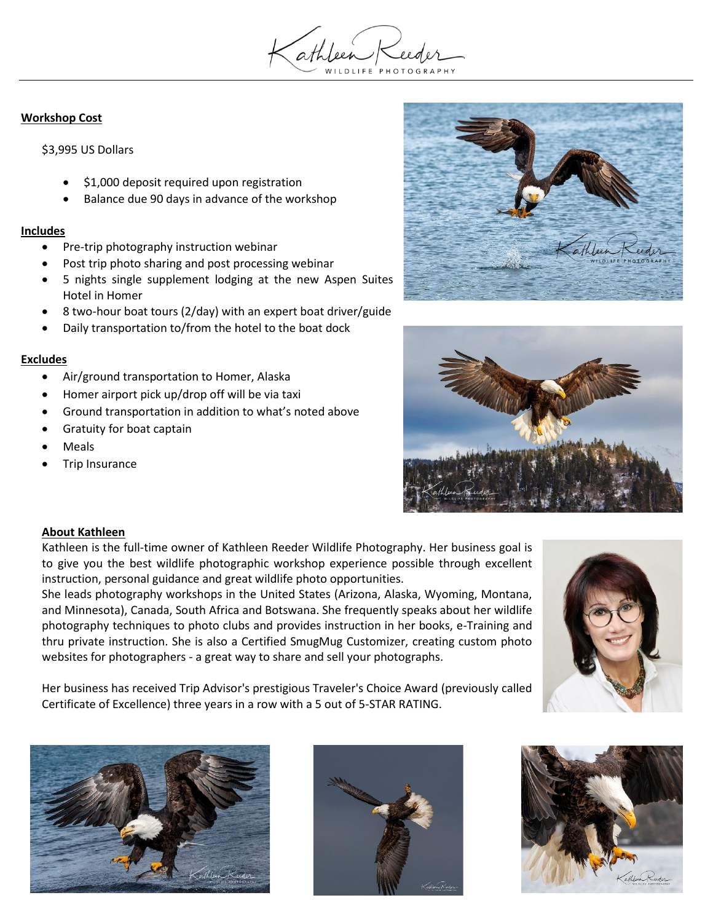**Workshop Cost**

$3,995 US Dollars

- $1,000 deposit required upon registration
- Balance due 90 days in advance of the workshop

**Includes**

- Pre-trip photography instruction webinar
- Post trip photo sharing and post processing webinar
- 5 nights single supplement lodging at the new Aspen Suites Hotel in Homer
- 8 two-hour boat tours (2/day) with an expert boat driver/guide
- Daily transportation to/from the hotel to the boat dock

**Excludes**

- Air/ground transportation to Homer, Alaska
- Homer airport pick up/drop off will be via taxi
- Ground transportation in addition to what's noted above
- Gratuity for boat captain
- Meals
- Trip Insurance

**About Kathleen**

Kathleen is the full-time owner of Kathleen Reeder Wildlife Photography. Her business goal is to give you the best wildlife photographic workshop experience possible through excellent instruction, personal guidance and great wildlife photo opportunities.

She leads photography workshops in the United States (Arizona, Alaska, Wyoming, Montana, and Minnesota), Canada, South Africa and Botswana. She frequently speaks about her wildlife photography techniques to photo clubs and provides instruction in her books, e-Training and thru private instruction. She is also a Certified SmugMug Customizer, creating custom photo websites for photographers - a great way to share and sell your photographs.

Her business has received Trip Advisor's prestigious Traveler's Choice Award (previously called Certificate of Excellence) three years in a row with a 5 out of 5-STAR RATING.